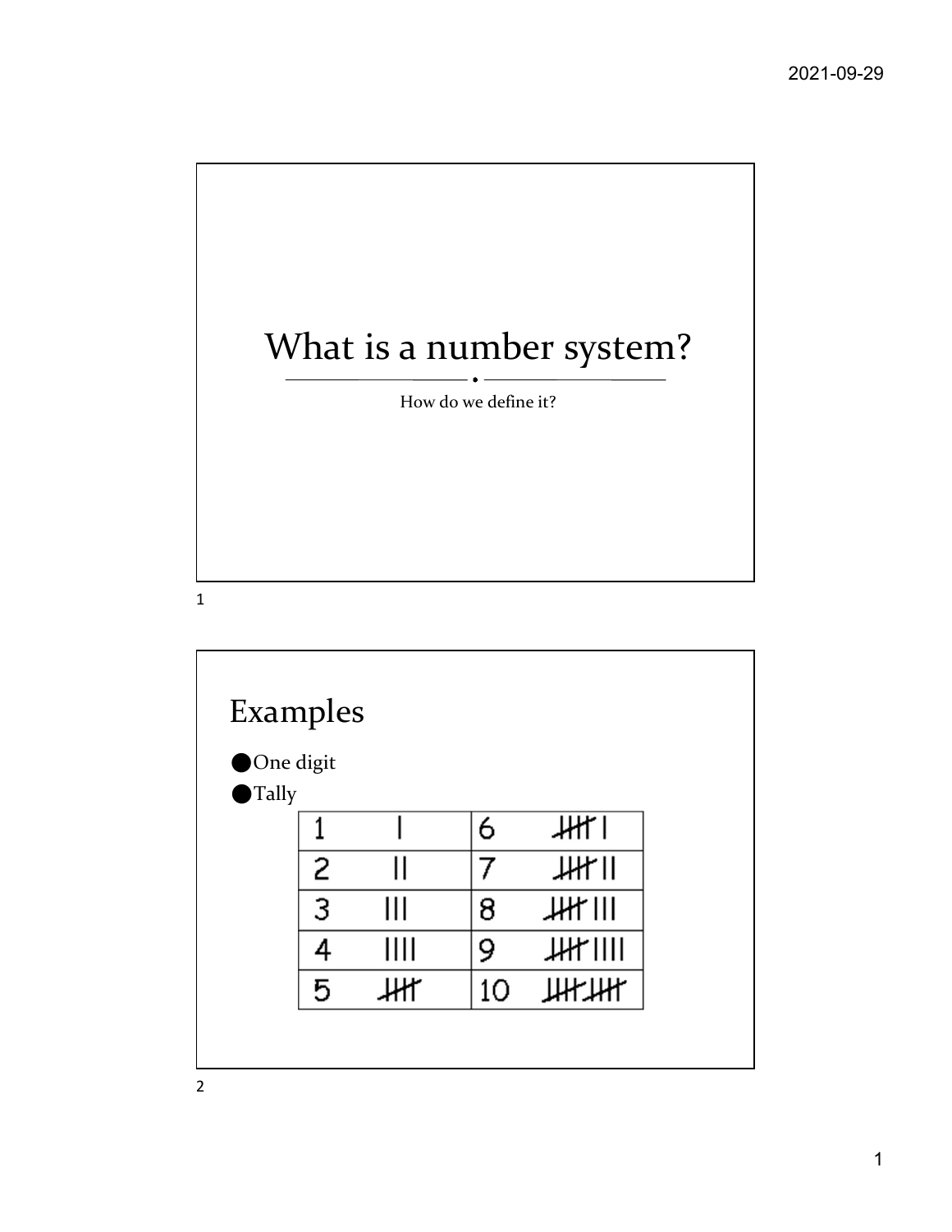# What is a number system?

How do we define it?

## Examples

- One digit
- Tally

| | | | |
|---|---|---|---|
| 1 | \| | 6 | ~~\|\|\|\|~~ \| |
| 2 | \|\| | 7 | ~~\|\|\|\|~~ \|\| |
| 3 | \|\|\| | 8 | ~~\|\|\|\|~~ \|\|\| |
| 4 | \|\|\|\| | 9 | ~~\|\|\|\|~~ \|\|\|\| |
| 5 | ~~\|\|\|\|~~ | 10 | ~~\|\|\|\|~~ ~~\|\|\|\|~~ |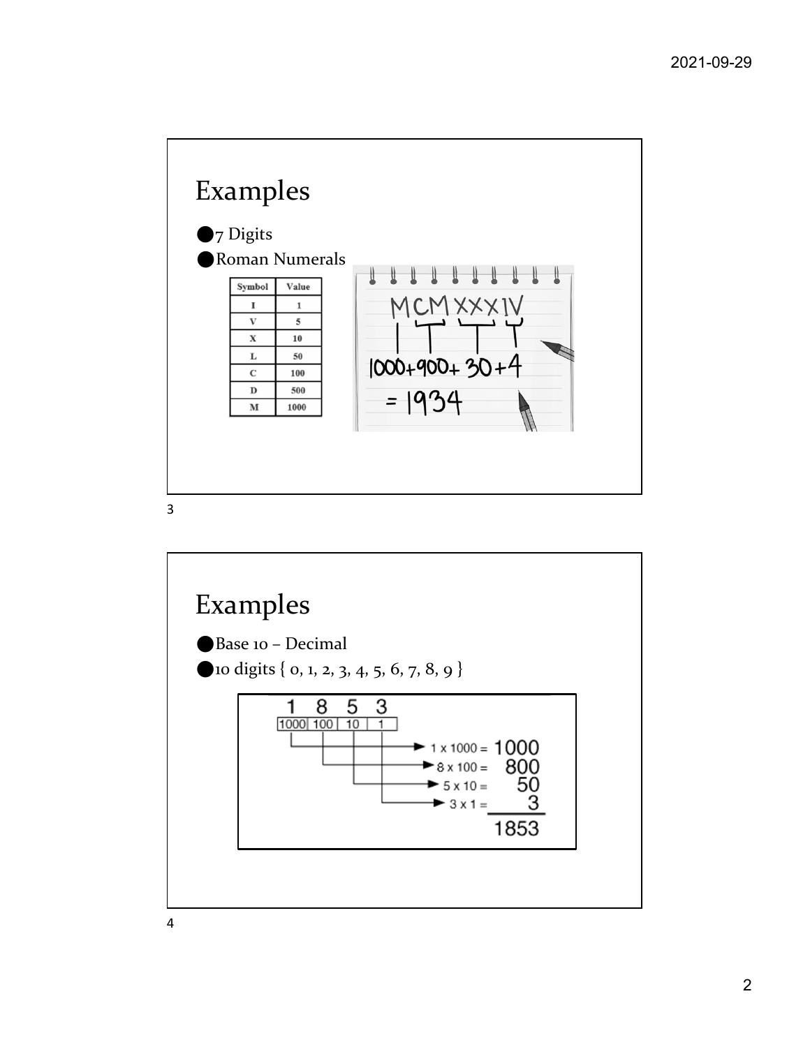# Examples

- 7 Digits
- Roman Numerals

| Symbol | Value |
|---|---|
| I | 1 |
| V | 5 |
| X | 10 |
| L | 50 |
| C | 100 |
| D | 500 |
| M | 1000 |

MCMXXXIV

1000+900+30+4

= 1934

# Examples

- Base 10 – Decimal
- 10 digits { 0, 1, 2, 3, 4, 5, 6, 7, 8, 9 }

| 1 | 8 | 5 | 3 |
|---|---|---|---|
| 1000 | 100 | 10 | 1 |

$1 \times 1000 = 1000$

$8 \times 100 = 800$

$5 \times 10 = 50$

$3 \times 1 = 3$

1853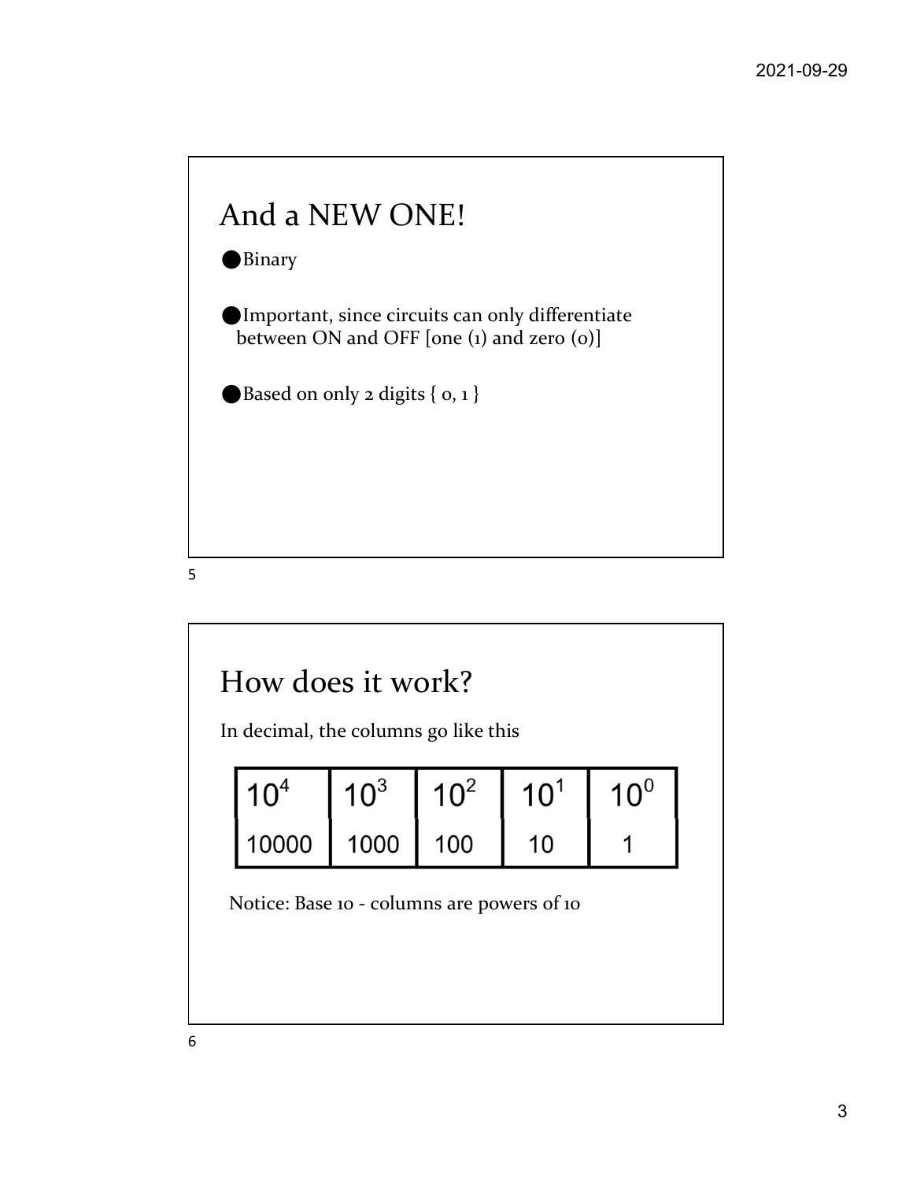## And a NEW ONE!

- Binary
- Important, since circuits can only differentiate between ON and OFF [one (1) and zero (0)]
- Based on only 2 digits { 0, 1 }

## How does it work?

In decimal, the columns go like this

| $10^4$ | $10^3$ | $10^2$ | $10^1$ | $10^0$ |
|---|---|---|---|---|
| 10000 | 1000 | 100 | 10 | 1 |

Notice: Base 10 - columns are powers of 10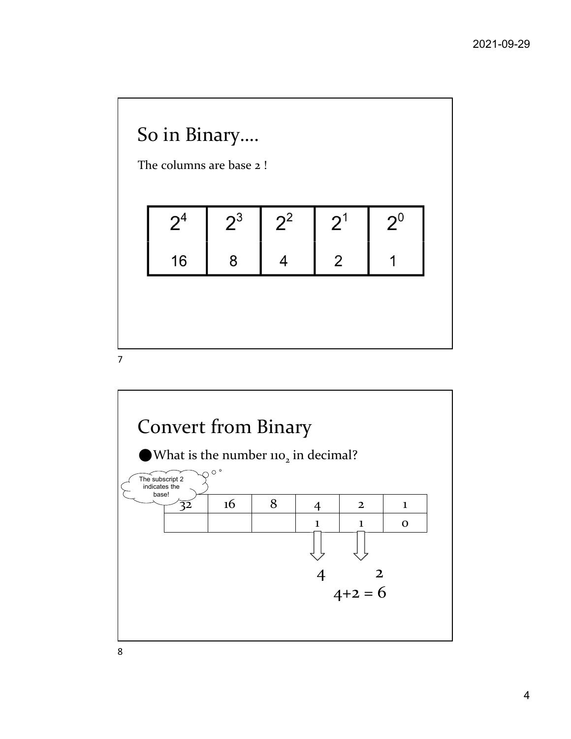## So in Binary….

The columns are base 2 !

| $2^4$ | $2^3$ | $2^2$ | $2^1$ | $2^0$ |
|---|---|---|---|---|
| 16 | 8 | 4 | 2 | 1 |

## Convert from Binary

- What is the number $110_2$ in decimal?

The subscript 2 indicates the base!

| 32 | 16 | 8 | 4 | 2 | 1 |
|---|---|---|---|---|---|
| | | | 1 | 1 | 0 |

4 2

4+2 = 6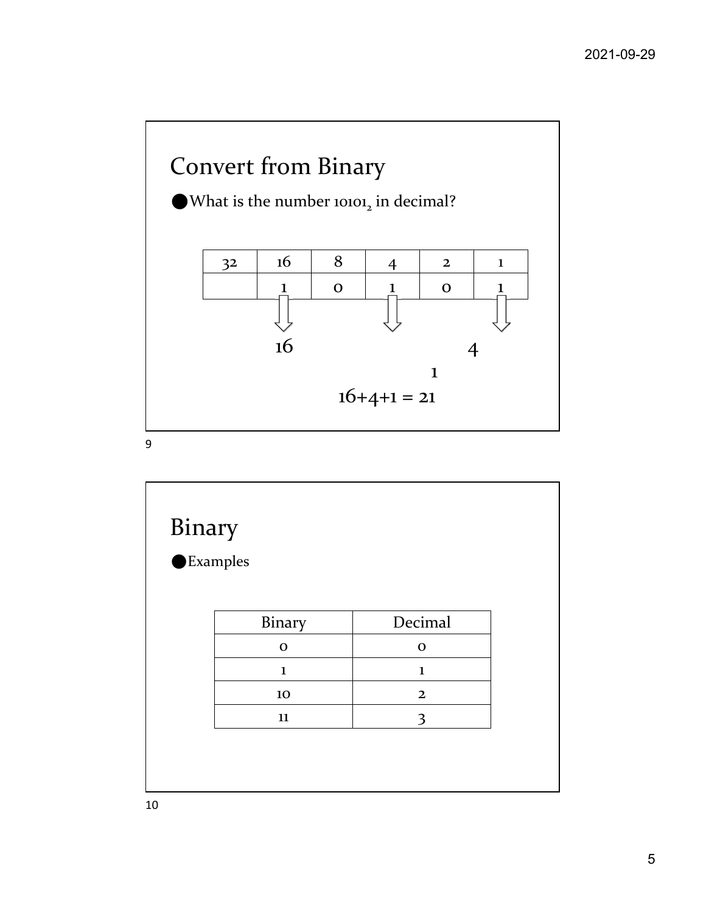# Convert from Binary

- What is the number $10101_2$ in decimal?

| 32 | 16 | 8 | 4 | 2 | 1 |
|---|---|---|---|---|---|
| | 1 | 0 | 1 | 0 | 1 |

16 4 1

16+4+1 = 21

# Binary

- Examples

| Binary | Decimal |
|---|---|
| 0 | 0 |
| 1 | 1 |
| 10 | 2 |
| 11 | 3 |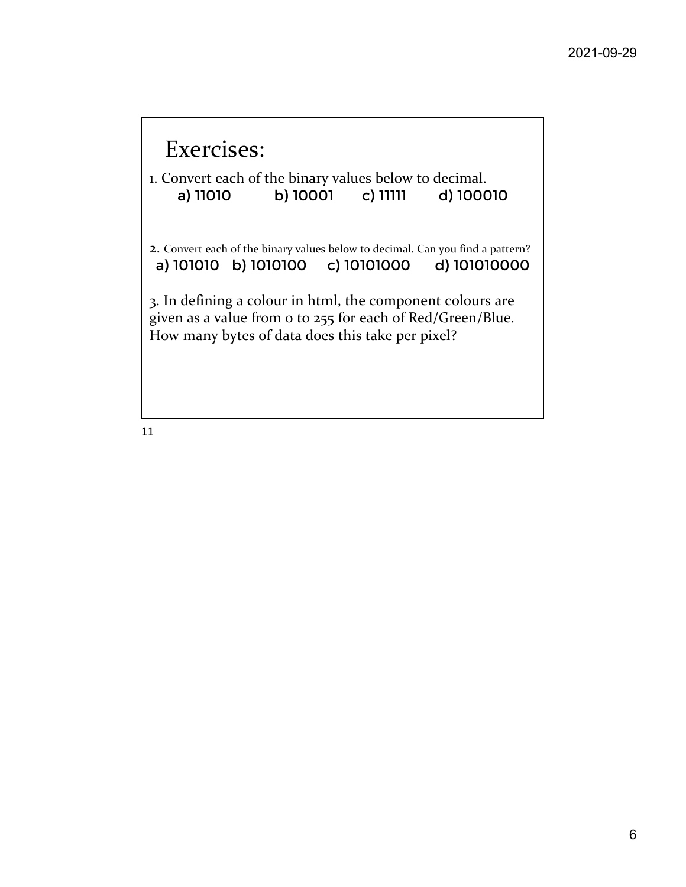# Exercises:

1. Convert each of the binary values below to decimal.

a) 11010 b) 10001 c) 11111 d) 100010

2. Convert each of the binary values below to decimal. Can you find a pattern?

a) 101010 b) 1010100 c) 10101000 d) 101010000

3. In defining a colour in html, the component colours are given as a value from 0 to 255 for each of Red/Green/Blue. How many bytes of data does this take per pixel?

11